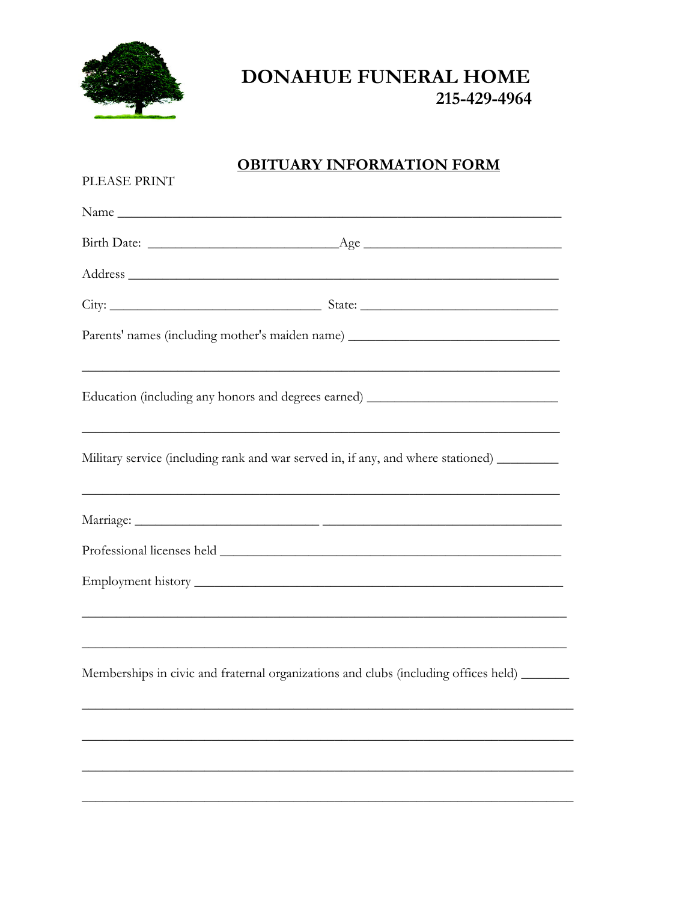# DONAHUE FUNERAL HOME

**215-429-4964**

## OBITUARY INFORMATION FORM

PLEASE PRINT

Name ________________________________________________________________

Birth Date: ____________________________Age ____________________________

Address ______________________________________________________________

City: ________________________________ State: ____________________________

Parents' names (including mother's maiden name) ______________________________

________________________________________________________________________

Education (including any honors and degrees earned) ___________________________

________________________________________________________________________

Military service (including rank and war served in, if any, and where stationed) _________

________________________________________________________________________

Marriage: ___________________________ ___________________________________

Professional licenses held ___________________________________________________

Employment history _________________________________________________________

________________________________________________________________________

________________________________________________________________________

Memberships in civic and fraternal organizations and clubs (including offices held) _______

________________________________________________________________________

________________________________________________________________________

________________________________________________________________________

________________________________________________________________________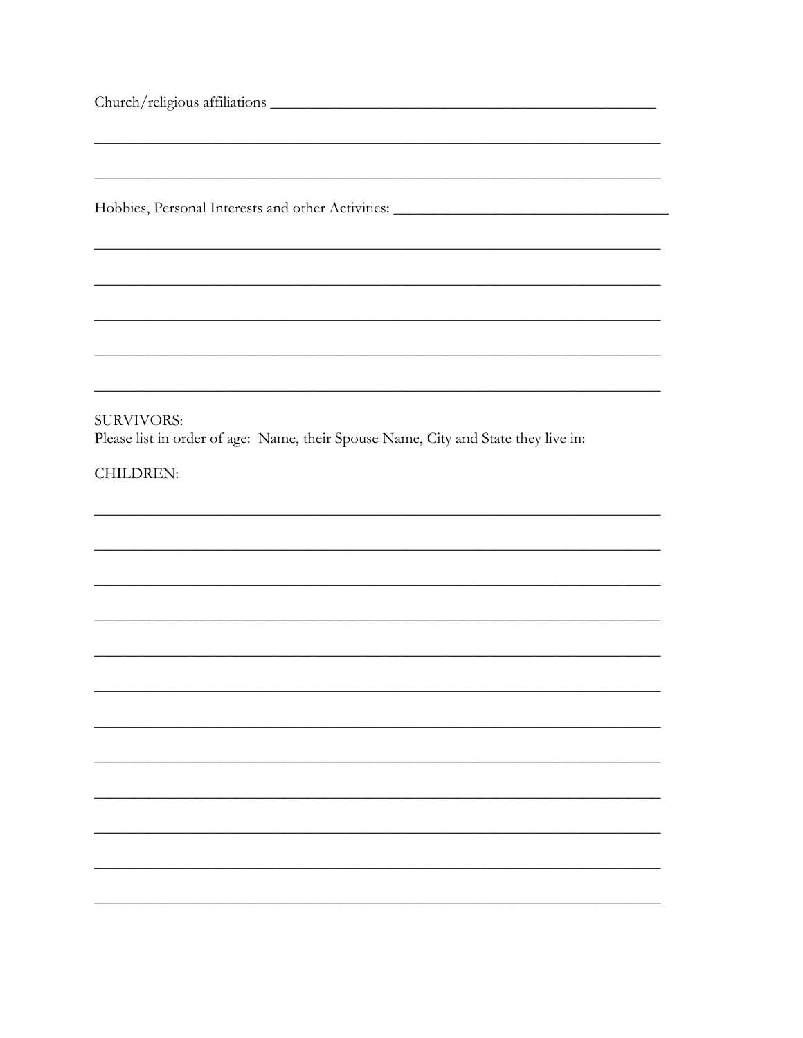Church/religious affiliations ___________________________________________________

_____________________________________________________________________________

_____________________________________________________________________________

Hobbies, Personal Interests and other Activities: ___________________________________

_____________________________________________________________________________

_____________________________________________________________________________

_____________________________________________________________________________

_____________________________________________________________________________

_____________________________________________________________________________

SURVIVORS:
Please list in order of age: Name, their Spouse Name, City and State they live in:

CHILDREN:

_____________________________________________________________________________

_____________________________________________________________________________

_____________________________________________________________________________

_____________________________________________________________________________

_____________________________________________________________________________

_____________________________________________________________________________

_____________________________________________________________________________

_____________________________________________________________________________

_____________________________________________________________________________

_____________________________________________________________________________

_____________________________________________________________________________

_____________________________________________________________________________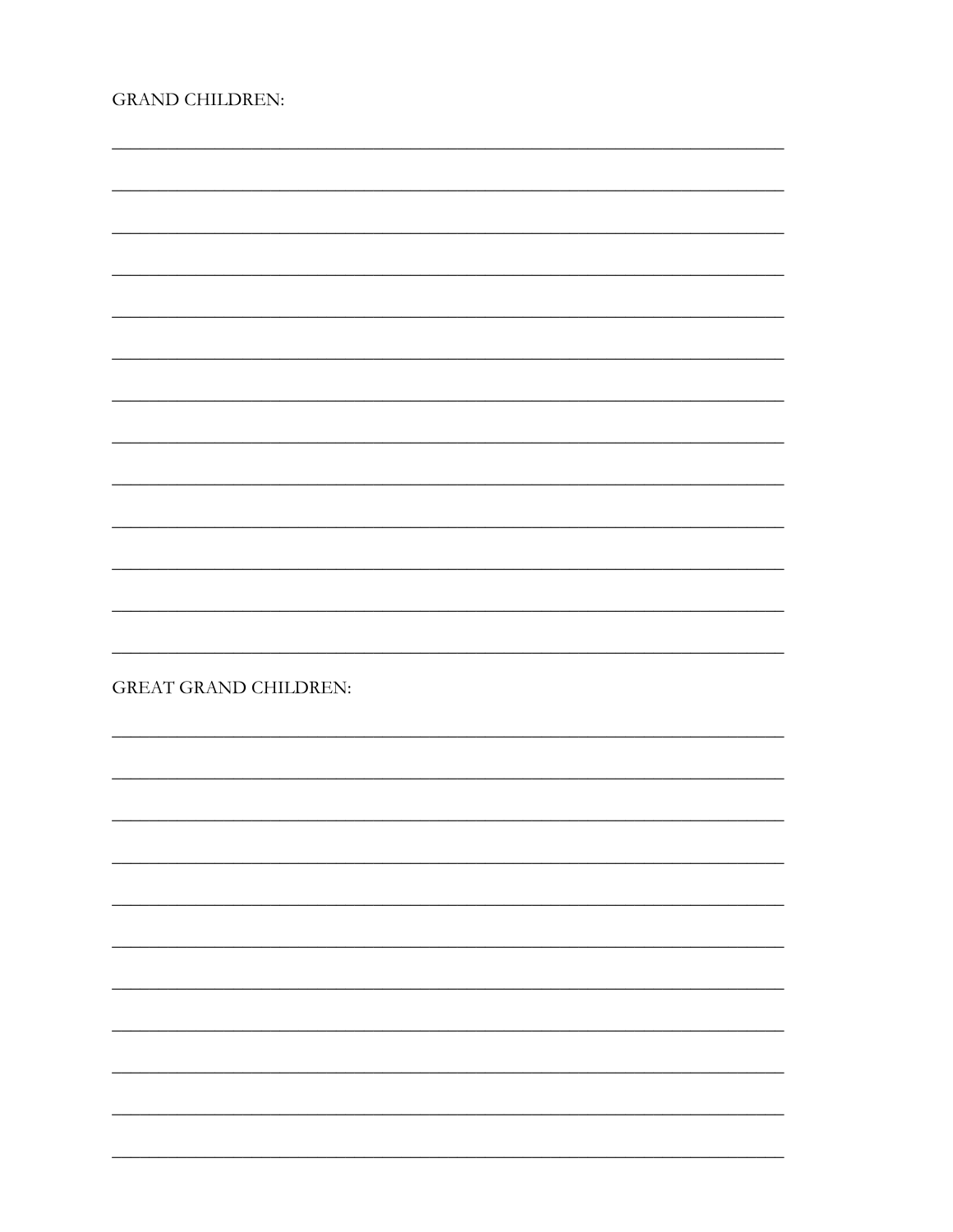GRAND CHILDREN:

_______________________________________________________________

_______________________________________________________________

_______________________________________________________________

_______________________________________________________________

_______________________________________________________________

_______________________________________________________________

_______________________________________________________________

_______________________________________________________________

_______________________________________________________________

_______________________________________________________________

_______________________________________________________________

_______________________________________________________________

_______________________________________________________________

GREAT GRAND CHILDREN:

_______________________________________________________________

_______________________________________________________________

_______________________________________________________________

_______________________________________________________________

_______________________________________________________________

_______________________________________________________________

_______________________________________________________________

_______________________________________________________________

_______________________________________________________________

_______________________________________________________________

_______________________________________________________________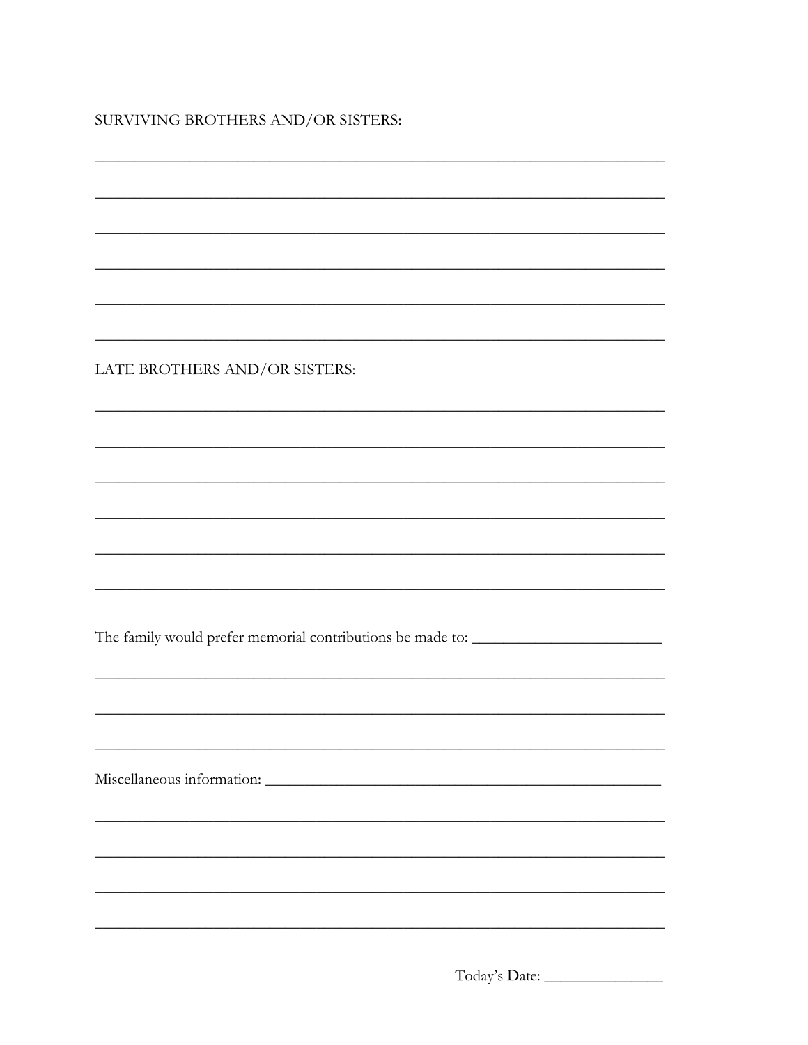SURVIVING BROTHERS AND/OR SISTERS:

_______________________________________________________________________

_______________________________________________________________________

_______________________________________________________________________

_______________________________________________________________________

_______________________________________________________________________

_______________________________________________________________________

LATE BROTHERS AND/OR SISTERS:

_______________________________________________________________________

_______________________________________________________________________

_______________________________________________________________________

_______________________________________________________________________

_______________________________________________________________________

_______________________________________________________________________

The family would prefer memorial contributions be made to: ________________________

_______________________________________________________________________

_______________________________________________________________________

_______________________________________________________________________

Miscellaneous information: ____________________________________________________

_______________________________________________________________________

_______________________________________________________________________

_______________________________________________________________________

_______________________________________________________________________

Today's Date: _______________